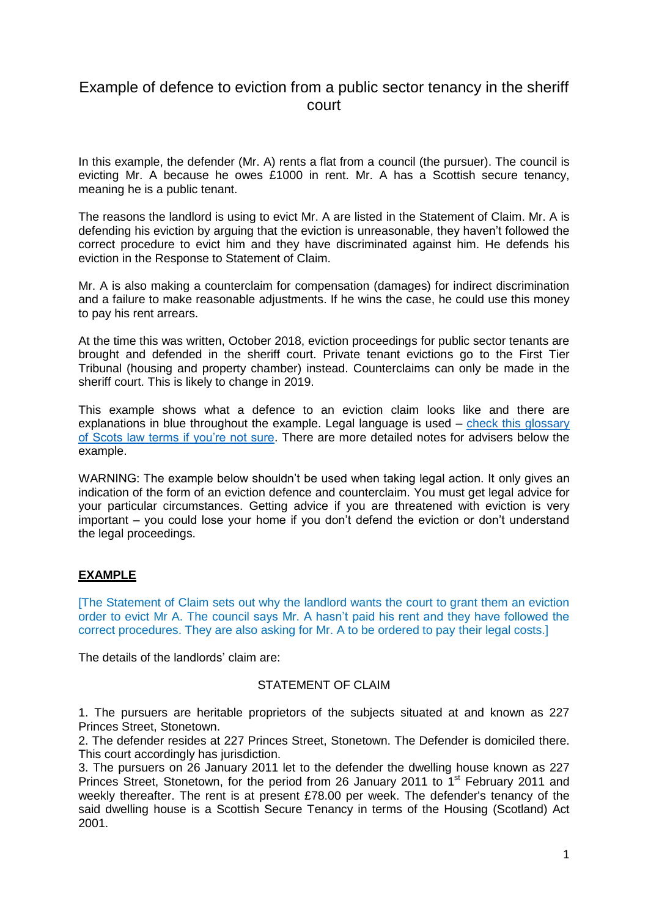# Example of defence to eviction from a public sector tenancy in the sheriff court

In this example, the defender (Mr. A) rents a flat from a council (the pursuer). The council is evicting Mr. A because he owes £1000 in rent. Mr. A has a Scottish secure tenancy, meaning he is a public tenant.

The reasons the landlord is using to evict Mr. A are listed in the Statement of Claim. Mr. A is defending his eviction by arguing that the eviction is unreasonable, they haven't followed the correct procedure to evict him and they have discriminated against him. He defends his eviction in the Response to Statement of Claim.

Mr. A is also making a counterclaim for compensation (damages) for indirect discrimination and a failure to make reasonable adjustments. If he wins the case, he could use this money to pay his rent arrears.

At the time this was written, October 2018, eviction proceedings for public sector tenants are brought and defended in the sheriff court. Private tenant evictions go to the First Tier Tribunal (housing and property chamber) instead. Counterclaims can only be made in the sheriff court. This is likely to change in 2019.

This example shows what a defence to an eviction claim looks like and there are explanations in blue throughout the example. Legal language is used – check this glossary of Scots law terms if you're not sure. There are more detailed notes for advisers below the example.

WARNING: The example below shouldn't be used when taking legal action. It only gives an indication of the form of an eviction defence and counterclaim. You must get legal advice for your particular circumstances. Getting advice if you are threatened with eviction is very important – you could lose your home if you don't defend the eviction or don't understand the legal proceedings.

## **EXAMPLE**

[The Statement of Claim sets out why the landlord wants the court to grant them an eviction order to evict Mr A. The council says Mr. A hasn't paid his rent and they have followed the correct procedures. They are also asking for Mr. A to be ordered to pay their legal costs.]

The details of the landlords' claim are:

STATEMENT OF CLAIM

1. The pursuers are heritable proprietors of the subjects situated at and known as 227 Princes Street, Stonetown.
2. The defender resides at 227 Princes Street, Stonetown. The Defender is domiciled there. This court accordingly has jurisdiction.
3. The pursuers on 26 January 2011 let to the defender the dwelling house known as 227 Princes Street, Stonetown, for the period from 26 January 2011 to 1st February 2011 and weekly thereafter. The rent is at present £78.00 per week. The defender's tenancy of the said dwelling house is a Scottish Secure Tenancy in terms of the Housing (Scotland) Act 2001.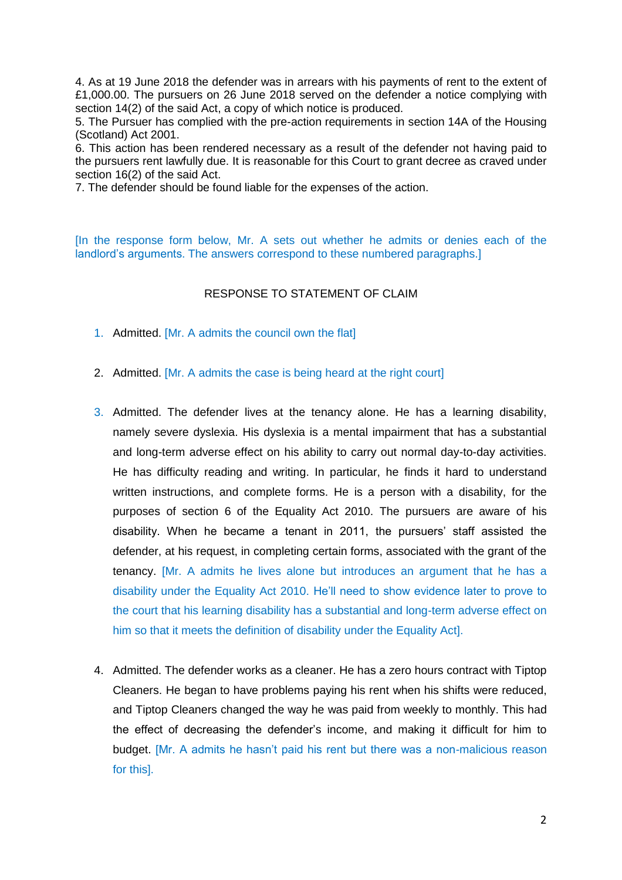4. As at 19 June 2018 the defender was in arrears with his payments of rent to the extent of £1,000.00. The pursuers on 26 June 2018 served on the defender a notice complying with section 14(2) of the said Act, a copy of which notice is produced.
5. The Pursuer has complied with the pre-action requirements in section 14A of the Housing (Scotland) Act 2001.
6. This action has been rendered necessary as a result of the defender not having paid to the pursuers rent lawfully due. It is reasonable for this Court to grant decree as craved under section 16(2) of the said Act.
7. The defender should be found liable for the expenses of the action.

[In the response form below, Mr. A sets out whether he admits or denies each of the landlord's arguments. The answers correspond to these numbered paragraphs.]

RESPONSE TO STATEMENT OF CLAIM

1. Admitted. [Mr. A admits the council own the flat]

2. Admitted. [Mr. A admits the case is being heard at the right court]

3. Admitted. The defender lives at the tenancy alone. He has a learning disability, namely severe dyslexia. His dyslexia is a mental impairment that has a substantial and long-term adverse effect on his ability to carry out normal day-to-day activities. He has difficulty reading and writing. In particular, he finds it hard to understand written instructions, and complete forms. He is a person with a disability, for the purposes of section 6 of the Equality Act 2010. The pursuers are aware of his disability. When he became a tenant in 2011, the pursuers' staff assisted the defender, at his request, in completing certain forms, associated with the grant of the tenancy. [Mr. A admits he lives alone but introduces an argument that he has a disability under the Equality Act 2010. He'll need to show evidence later to prove to the court that his learning disability has a substantial and long-term adverse effect on him so that it meets the definition of disability under the Equality Act].

4. Admitted. The defender works as a cleaner. He has a zero hours contract with Tiptop Cleaners. He began to have problems paying his rent when his shifts were reduced, and Tiptop Cleaners changed the way he was paid from weekly to monthly. This had the effect of decreasing the defender's income, and making it difficult for him to budget. [Mr. A admits he hasn't paid his rent but there was a non-malicious reason for this].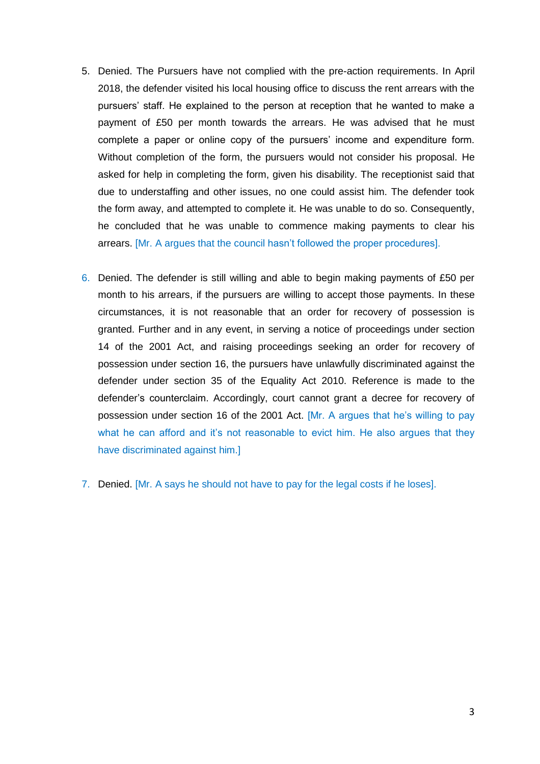5. Denied. The Pursuers have not complied with the pre-action requirements. In April 2018, the defender visited his local housing office to discuss the rent arrears with the pursuers' staff. He explained to the person at reception that he wanted to make a payment of £50 per month towards the arrears. He was advised that he must complete a paper or online copy of the pursuers' income and expenditure form. Without completion of the form, the pursuers would not consider his proposal. He asked for help in completing the form, given his disability. The receptionist said that due to understaffing and other issues, no one could assist him. The defender took the form away, and attempted to complete it. He was unable to do so. Consequently, he concluded that he was unable to commence making payments to clear his arrears. [Mr. A argues that the council hasn't followed the proper procedures].

6. Denied. The defender is still willing and able to begin making payments of £50 per month to his arrears, if the pursuers are willing to accept those payments. In these circumstances, it is not reasonable that an order for recovery of possession is granted. Further and in any event, in serving a notice of proceedings under section 14 of the 2001 Act, and raising proceedings seeking an order for recovery of possession under section 16, the pursuers have unlawfully discriminated against the defender under section 35 of the Equality Act 2010. Reference is made to the defender's counterclaim. Accordingly, court cannot grant a decree for recovery of possession under section 16 of the 2001 Act. [Mr. A argues that he's willing to pay what he can afford and it's not reasonable to evict him. He also argues that they have discriminated against him.]

7. Denied. [Mr. A says he should not have to pay for the legal costs if he loses].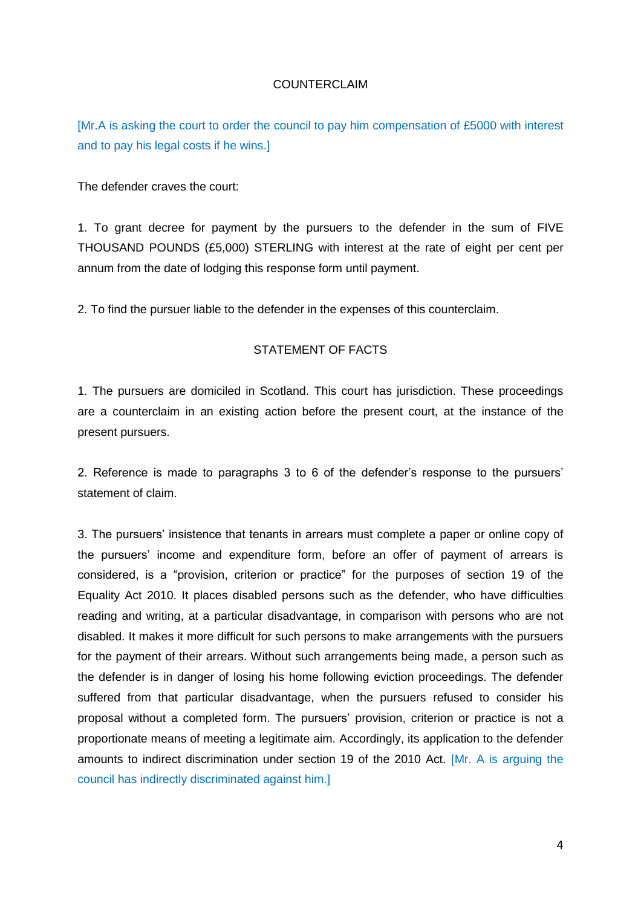## COUNTERCLAIM

[Mr.A is asking the court to order the council to pay him compensation of £5000 with interest and to pay his legal costs if he wins.]

The defender craves the court:

1. To grant decree for payment by the pursuers to the defender in the sum of FIVE THOUSAND POUNDS (£5,000) STERLING with interest at the rate of eight per cent per annum from the date of lodging this response form until payment.

2. To find the pursuer liable to the defender in the expenses of this counterclaim.

## STATEMENT OF FACTS

1. The pursuers are domiciled in Scotland. This court has jurisdiction. These proceedings are a counterclaim in an existing action before the present court, at the instance of the present pursuers.

2. Reference is made to paragraphs 3 to 6 of the defender's response to the pursuers' statement of claim.

3. The pursuers' insistence that tenants in arrears must complete a paper or online copy of the pursuers' income and expenditure form, before an offer of payment of arrears is considered, is a "provision, criterion or practice" for the purposes of section 19 of the Equality Act 2010. It places disabled persons such as the defender, who have difficulties reading and writing, at a particular disadvantage, in comparison with persons who are not disabled. It makes it more difficult for such persons to make arrangements with the pursuers for the payment of their arrears. Without such arrangements being made, a person such as the defender is in danger of losing his home following eviction proceedings. The defender suffered from that particular disadvantage, when the pursuers refused to consider his proposal without a completed form. The pursuers' provision, criterion or practice is not a proportionate means of meeting a legitimate aim. Accordingly, its application to the defender amounts to indirect discrimination under section 19 of the 2010 Act. [Mr. A is arguing the council has indirectly discriminated against him.]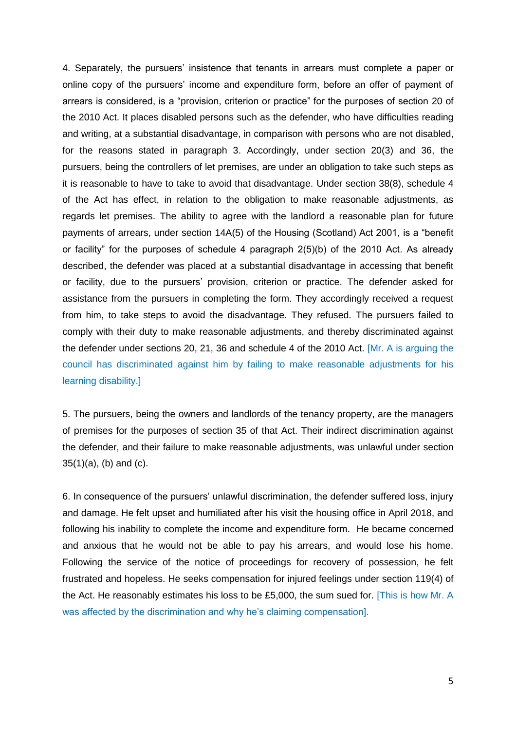4. Separately, the pursuers' insistence that tenants in arrears must complete a paper or online copy of the pursuers' income and expenditure form, before an offer of payment of arrears is considered, is a "provision, criterion or practice" for the purposes of section 20 of the 2010 Act. It places disabled persons such as the defender, who have difficulties reading and writing, at a substantial disadvantage, in comparison with persons who are not disabled, for the reasons stated in paragraph 3. Accordingly, under section 20(3) and 36, the pursuers, being the controllers of let premises, are under an obligation to take such steps as it is reasonable to have to take to avoid that disadvantage. Under section 38(8), schedule 4 of the Act has effect, in relation to the obligation to make reasonable adjustments, as regards let premises. The ability to agree with the landlord a reasonable plan for future payments of arrears, under section 14A(5) of the Housing (Scotland) Act 2001, is a "benefit or facility" for the purposes of schedule 4 paragraph 2(5)(b) of the 2010 Act. As already described, the defender was placed at a substantial disadvantage in accessing that benefit or facility, due to the pursuers' provision, criterion or practice. The defender asked for assistance from the pursuers in completing the form. They accordingly received a request from him, to take steps to avoid the disadvantage. They refused. The pursuers failed to comply with their duty to make reasonable adjustments, and thereby discriminated against the defender under sections 20, 21, 36 and schedule 4 of the 2010 Act. [Mr. A is arguing the council has discriminated against him by failing to make reasonable adjustments for his learning disability.]

5. The pursuers, being the owners and landlords of the tenancy property, are the managers of premises for the purposes of section 35 of that Act. Their indirect discrimination against the defender, and their failure to make reasonable adjustments, was unlawful under section 35(1)(a), (b) and (c).

6. In consequence of the pursuers' unlawful discrimination, the defender suffered loss, injury and damage. He felt upset and humiliated after his visit the housing office in April 2018, and following his inability to complete the income and expenditure form. He became concerned and anxious that he would not be able to pay his arrears, and would lose his home. Following the service of the notice of proceedings for recovery of possession, he felt frustrated and hopeless. He seeks compensation for injured feelings under section 119(4) of the Act. He reasonably estimates his loss to be £5,000, the sum sued for. [This is how Mr. A was affected by the discrimination and why he's claiming compensation].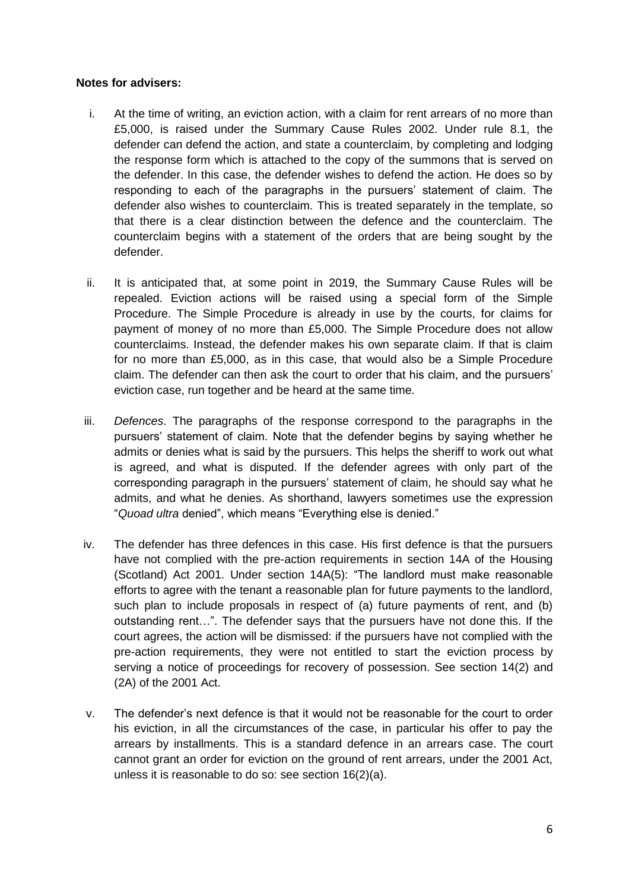**Notes for advisers:**

i. At the time of writing, an eviction action, with a claim for rent arrears of no more than £5,000, is raised under the Summary Cause Rules 2002. Under rule 8.1, the defender can defend the action, and state a counterclaim, by completing and lodging the response form which is attached to the copy of the summons that is served on the defender. In this case, the defender wishes to defend the action. He does so by responding to each of the paragraphs in the pursuers' statement of claim. The defender also wishes to counterclaim. This is treated separately in the template, so that there is a clear distinction between the defence and the counterclaim. The counterclaim begins with a statement of the orders that are being sought by the defender.

ii. It is anticipated that, at some point in 2019, the Summary Cause Rules will be repealed. Eviction actions will be raised using a special form of the Simple Procedure. The Simple Procedure is already in use by the courts, for claims for payment of money of no more than £5,000. The Simple Procedure does not allow counterclaims. Instead, the defender makes his own separate claim. If that is claim for no more than £5,000, as in this case, that would also be a Simple Procedure claim. The defender can then ask the court to order that his claim, and the pursuers' eviction case, run together and be heard at the same time.

iii. *Defences*. The paragraphs of the response correspond to the paragraphs in the pursuers' statement of claim. Note that the defender begins by saying whether he admits or denies what is said by the pursuers. This helps the sheriff to work out what is agreed, and what is disputed. If the defender agrees with only part of the corresponding paragraph in the pursuers' statement of claim, he should say what he admits, and what he denies. As shorthand, lawyers sometimes use the expression "*Quoad ultra* denied", which means "Everything else is denied."

iv. The defender has three defences in this case. His first defence is that the pursuers have not complied with the pre-action requirements in section 14A of the Housing (Scotland) Act 2001. Under section 14A(5): "The landlord must make reasonable efforts to agree with the tenant a reasonable plan for future payments to the landlord, such plan to include proposals in respect of (a) future payments of rent, and (b) outstanding rent…". The defender says that the pursuers have not done this. If the court agrees, the action will be dismissed: if the pursuers have not complied with the pre-action requirements, they were not entitled to start the eviction process by serving a notice of proceedings for recovery of possession. See section 14(2) and (2A) of the 2001 Act.

v. The defender's next defence is that it would not be reasonable for the court to order his eviction, in all the circumstances of the case, in particular his offer to pay the arrears by installments. This is a standard defence in an arrears case. The court cannot grant an order for eviction on the ground of rent arrears, under the 2001 Act, unless it is reasonable to do so: see section 16(2)(a).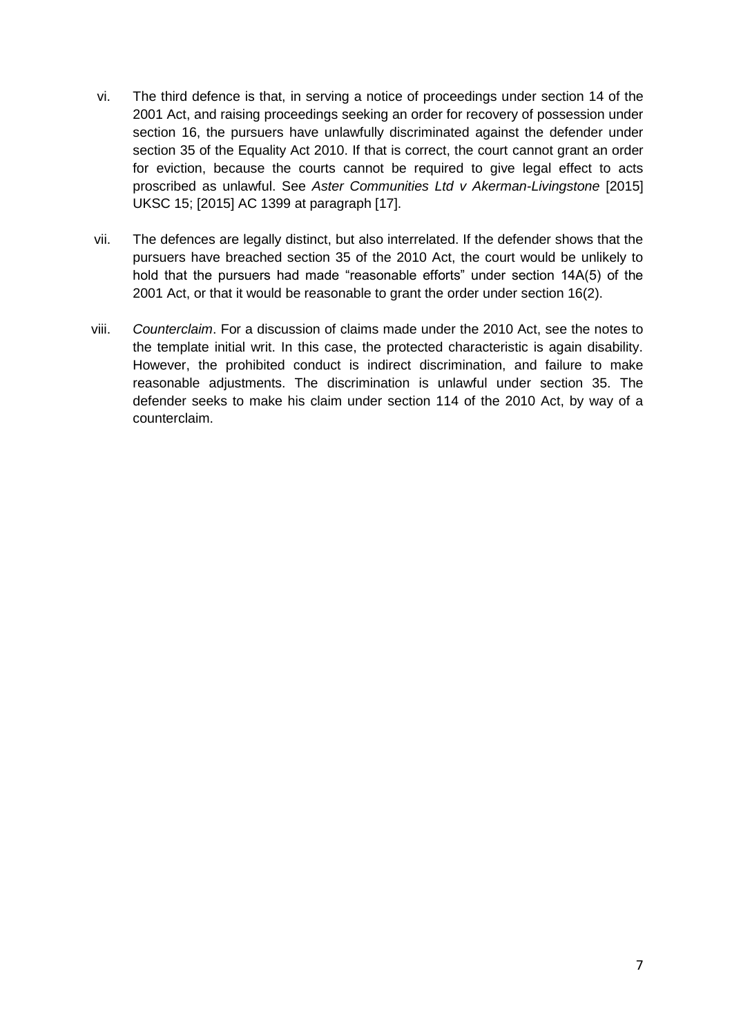vi. The third defence is that, in serving a notice of proceedings under section 14 of the 2001 Act, and raising proceedings seeking an order for recovery of possession under section 16, the pursuers have unlawfully discriminated against the defender under section 35 of the Equality Act 2010. If that is correct, the court cannot grant an order for eviction, because the courts cannot be required to give legal effect to acts proscribed as unlawful. See *Aster Communities Ltd v Akerman-Livingstone* [2015] UKSC 15; [2015] AC 1399 at paragraph [17].

vii. The defences are legally distinct, but also interrelated. If the defender shows that the pursuers have breached section 35 of the 2010 Act, the court would be unlikely to hold that the pursuers had made "reasonable efforts" under section 14A(5) of the 2001 Act, or that it would be reasonable to grant the order under section 16(2).

viii. *Counterclaim*. For a discussion of claims made under the 2010 Act, see the notes to the template initial writ. In this case, the protected characteristic is again disability. However, the prohibited conduct is indirect discrimination, and failure to make reasonable adjustments. The discrimination is unlawful under section 35. The defender seeks to make his claim under section 114 of the 2010 Act, by way of a counterclaim.